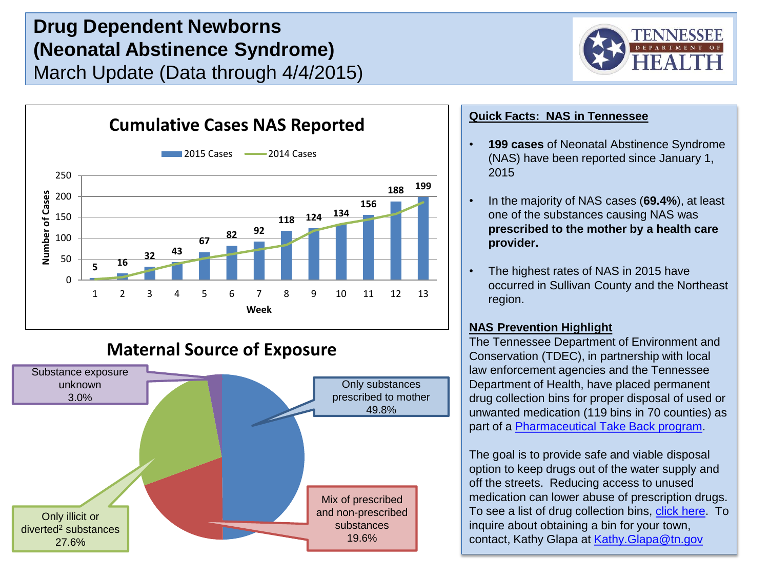# Drug Dependent Newborns (Neonatal Abstinence Syndrome)

March Update (Data through 4/4/2015)

TENNESSEE DEPARTMENT OF HEALTH

## Cumulative Cases NAS Reported

| Week | 2015 Cases |
|---|---|
| 1 | 5 |
| 2 | 16 |
| 3 | 32 |
| 4 | 43 |
| 5 | 67 |
| 6 | 82 |
| 7 | 92 |
| 8 | 118 |
| 9 | 124 |
| 10 | 134 |
| 11 | 156 |
| 12 | 188 |
| 13 | 199 |

Legend: 2015 Cases, 2014 Cases. Y-axis: Number of Cases. X-axis: Week.

## Maternal Source of Exposure

- Only substances prescribed to mother 49.8%
- Mix of prescribed and non-prescribed substances 19.6%
- Only illicit or diverted[2] substances 27.6%
- Substance exposure unknown 3.0%

## Quick Facts: NAS in Tennessee

- **199 cases** of Neonatal Abstinence Syndrome (NAS) have been reported since January 1, 2015
- In the majority of NAS cases (**69.4%**), at least one of the substances causing NAS was **prescribed to the mother by a health care provider.**
- The highest rates of NAS in 2015 have occurred in Sullivan County and the Northeast region.

## NAS Prevention Highlight

The Tennessee Department of Environment and Conservation (TDEC), in partnership with local law enforcement agencies and the Tennessee Department of Health, have placed permanent drug collection bins for proper disposal of used or unwanted medication (119 bins in 70 counties) as part of a Pharmaceutical Take Back program.

The goal is to provide safe and viable disposal option to keep drugs out of the water supply and off the streets. Reducing access to unused medication can lower abuse of prescription drugs. To see a list of drug collection bins, click here. To inquire about obtaining a bin for your town, contact, Kathy Glapa at Kathy.Glapa@tn.gov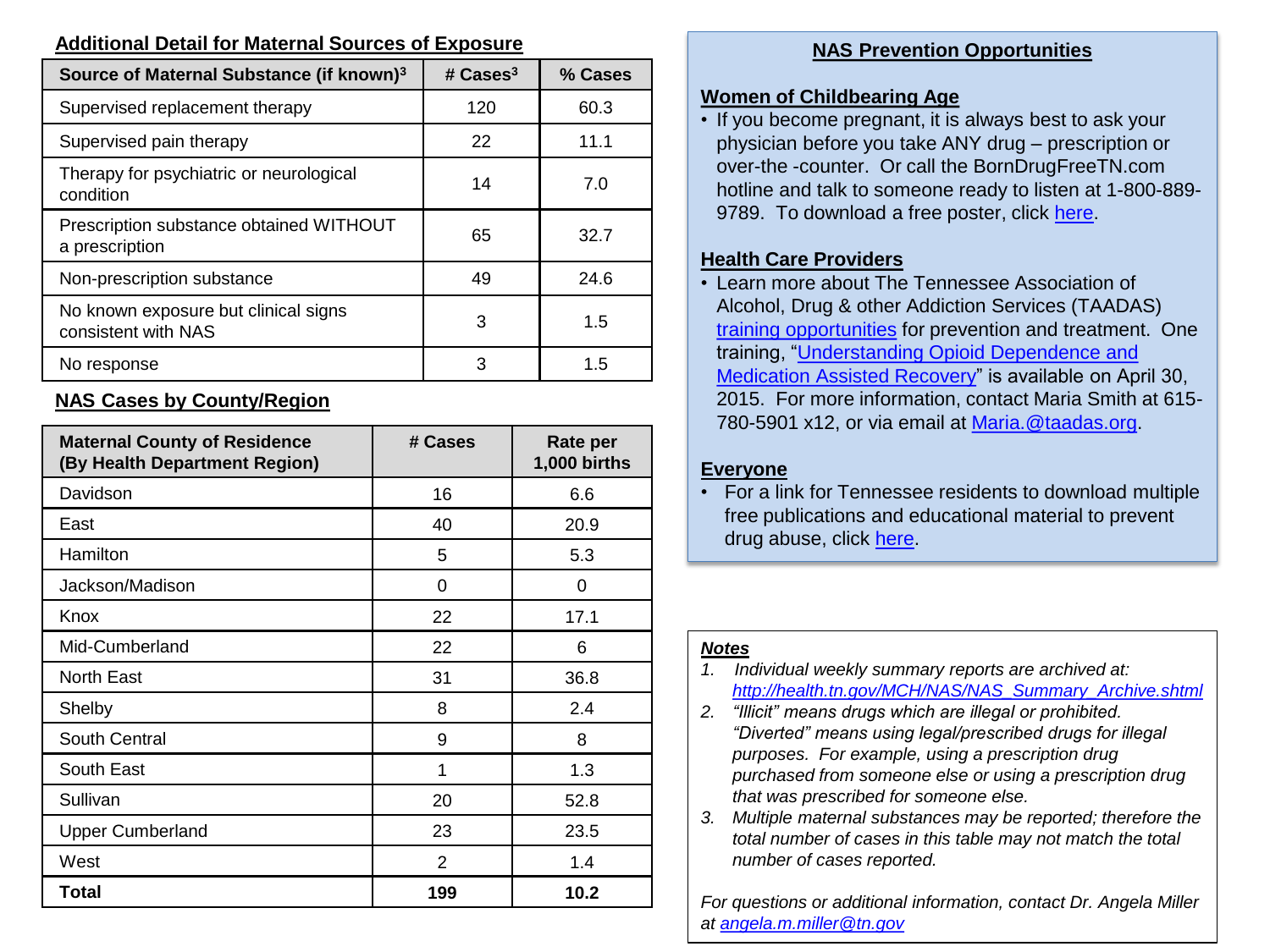## Additional Detail for Maternal Sources of Exposure

| Source of Maternal Substance (if known)[3] | # Cases[3] | % Cases |
|---|---|---|
| Supervised replacement therapy | 120 | 60.3 |
| Supervised pain therapy | 22 | 11.1 |
| Therapy for psychiatric or neurological condition | 14 | 7.0 |
| Prescription substance obtained WITHOUT a prescription | 65 | 32.7 |
| Non-prescription substance | 49 | 24.6 |
| No known exposure but clinical signs consistent with NAS | 3 | 1.5 |
| No response | 3 | 1.5 |

## NAS Cases by County/Region

| Maternal County of Residence (By Health Department Region) | # Cases | Rate per 1,000 births |
|---|---|---|
| Davidson | 16 | 6.6 |
| East | 40 | 20.9 |
| Hamilton | 5 | 5.3 |
| Jackson/Madison | 0 | 0 |
| Knox | 22 | 17.1 |
| Mid-Cumberland | 22 | 6 |
| North East | 31 | 36.8 |
| Shelby | 8 | 2.4 |
| South Central | 9 | 8 |
| South East | 1 | 1.3 |
| Sullivan | 20 | 52.8 |
| Upper Cumberland | 23 | 23.5 |
| West | 2 | 1.4 |
| **Total** | **199** | **10.2** |

## NAS Prevention Opportunities

### Women of Childbearing Age

- If you become pregnant, it is always best to ask your physician before you take ANY drug – prescription or over-the -counter. Or call the BornDrugFreeTN.com hotline and talk to someone ready to listen at 1-800-889-9789. To download a free poster, click here.

### Health Care Providers

- Learn more about The Tennessee Association of Alcohol, Drug & other Addiction Services (TAADAS) training opportunities for prevention and treatment. One training, "Understanding Opioid Dependence and Medication Assisted Recovery" is available on April 30, 2015. For more information, contact Maria Smith at 615-780-5901 x12, or via email at Maria.@taadas.org.

### Everyone

- For a link for Tennessee residents to download multiple free publications and educational material to prevent drug abuse, click here.

### Notes

1. *Individual weekly summary reports are archived at: http://health.tn.gov/MCH/NAS/NAS_Summary_Archive.shtml*
2. *"Illicit" means drugs which are illegal or prohibited. "Diverted" means using legal/prescribed drugs for illegal purposes. For example, using a prescription drug purchased from someone else or using a prescription drug that was prescribed for someone else.*
3. *Multiple maternal substances may be reported; therefore the total number of cases in this table may not match the total number of cases reported.*

*For questions or additional information, contact Dr. Angela Miller at angela.m.miller@tn.gov*